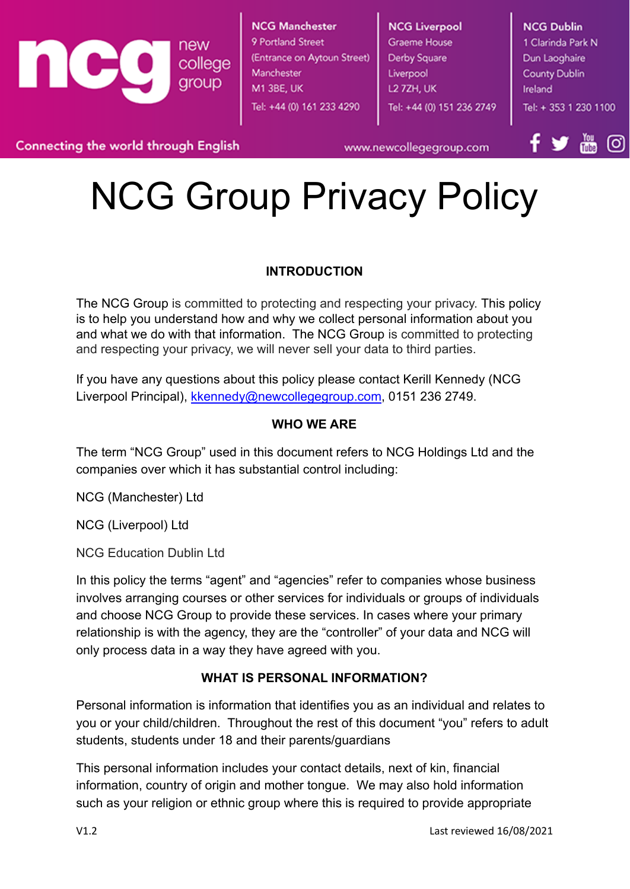**NCG Manchester**
9 Portland Street
(Entrance on Aytoun Street)
Manchester
M1 3BE, UK
Tel: +44 (0) 161 233 4290

**NCG Liverpool**
Graeme House
Derby Square
Liverpool
L2 7ZH, UK
Tel: +44 (0) 151 236 2749

**NCG Dublin**
1 Clarinda Park N
Dun Laoghaire
County Dublin
Ireland
Tel: + 353 1 230 1100

Connecting the world through English

www.newcollegegroup.com

# NCG Group Privacy Policy

## INTRODUCTION

The NCG Group is committed to protecting and respecting your privacy. This policy is to help you understand how and why we collect personal information about you and what we do with that information. The NCG Group is committed to protecting and respecting your privacy, we will never sell your data to third parties.

If you have any questions about this policy please contact Kerill Kennedy (NCG Liverpool Principal), kkennedy@newcollegegroup.com, 0151 236 2749.

## WHO WE ARE

The term "NCG Group" used in this document refers to NCG Holdings Ltd and the companies over which it has substantial control including:

NCG (Manchester) Ltd

NCG (Liverpool) Ltd

NCG Education Dublin Ltd

In this policy the terms "agent" and "agencies" refer to companies whose business involves arranging courses or other services for individuals or groups of individuals and choose NCG Group to provide these services. In cases where your primary relationship is with the agency, they are the "controller" of your data and NCG will only process data in a way they have agreed with you.

## WHAT IS PERSONAL INFORMATION?

Personal information is information that identifies you as an individual and relates to you or your child/children. Throughout the rest of this document "you" refers to adult students, students under 18 and their parents/guardians

This personal information includes your contact details, next of kin, financial information, country of origin and mother tongue. We may also hold information such as your religion or ethnic group where this is required to provide appropriate

V1.2 Last reviewed 16/08/2021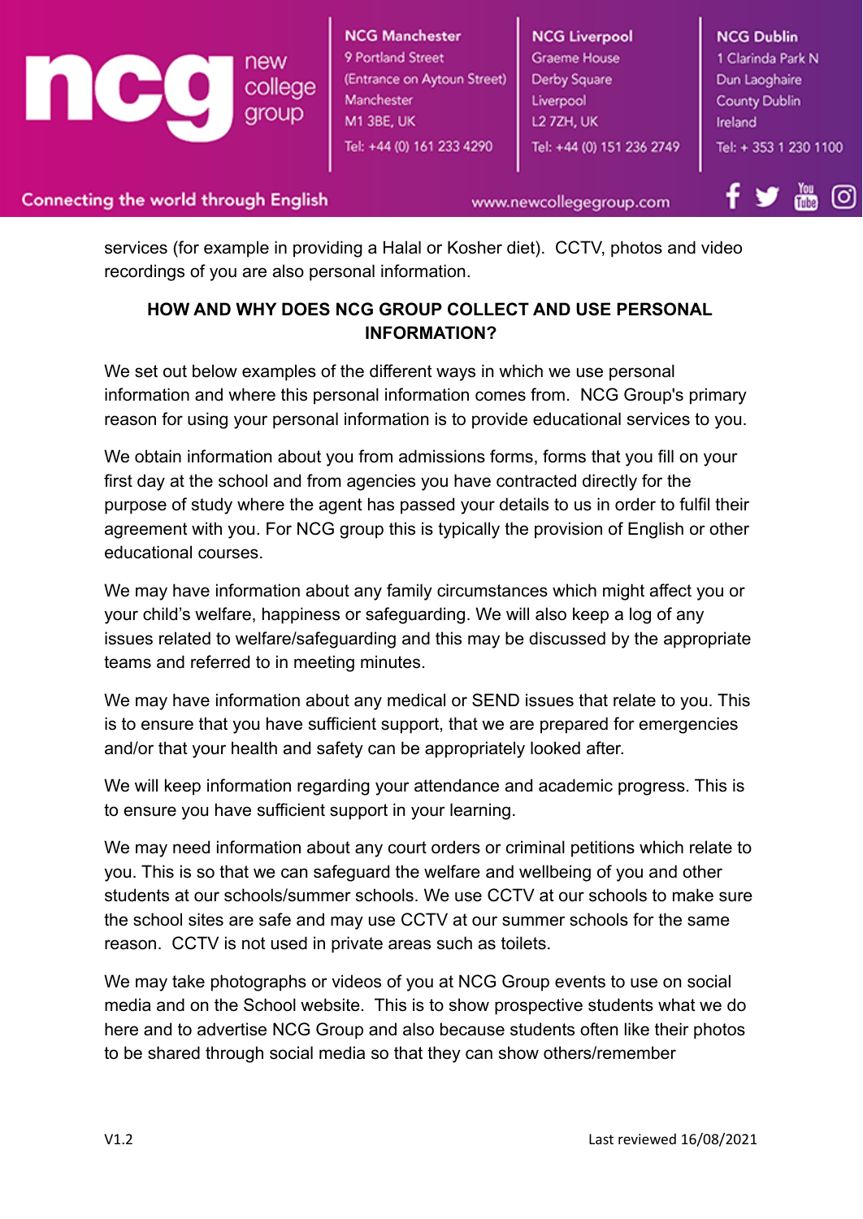services (for example in providing a Halal or Kosher diet). CCTV, photos and video recordings of you are also personal information.

## HOW AND WHY DOES NCG GROUP COLLECT AND USE PERSONAL INFORMATION?

We set out below examples of the different ways in which we use personal information and where this personal information comes from. NCG Group's primary reason for using your personal information is to provide educational services to you.

We obtain information about you from admissions forms, forms that you fill on your first day at the school and from agencies you have contracted directly for the purpose of study where the agent has passed your details to us in order to fulfil their agreement with you. For NCG group this is typically the provision of English or other educational courses.

We may have information about any family circumstances which might affect you or your child's welfare, happiness or safeguarding. We will also keep a log of any issues related to welfare/safeguarding and this may be discussed by the appropriate teams and referred to in meeting minutes.

We may have information about any medical or SEND issues that relate to you. This is to ensure that you have sufficient support, that we are prepared for emergencies and/or that your health and safety can be appropriately looked after.

We will keep information regarding your attendance and academic progress. This is to ensure you have sufficient support in your learning.

We may need information about any court orders or criminal petitions which relate to you. This is so that we can safeguard the welfare and wellbeing of you and other students at our schools/summer schools. We use CCTV at our schools to make sure the school sites are safe and may use CCTV at our summer schools for the same reason. CCTV is not used in private areas such as toilets.

We may take photographs or videos of you at NCG Group events to use on social media and on the School website. This is to show prospective students what we do here and to advertise NCG Group and also because students often like their photos to be shared through social media so that they can show others/remember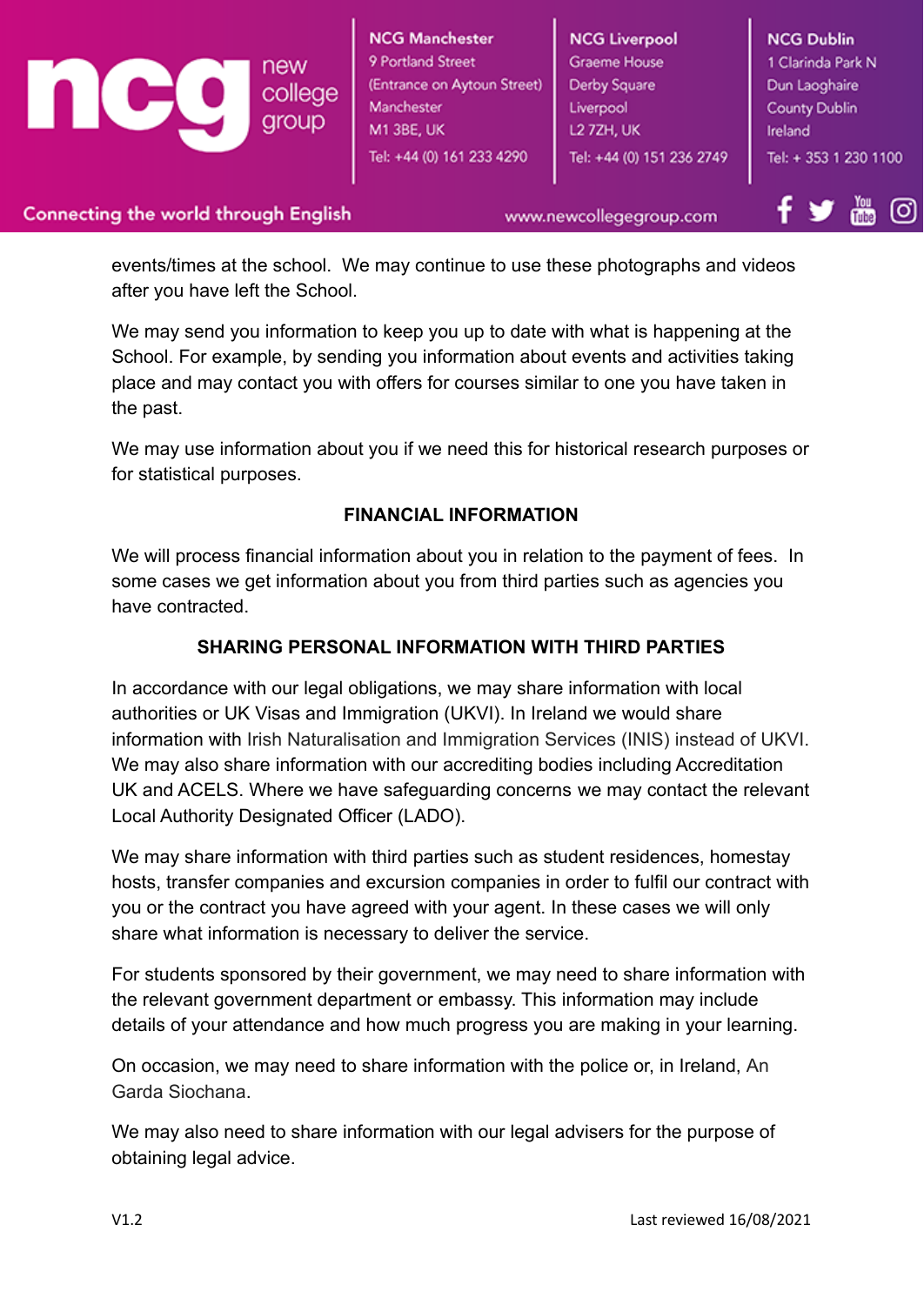events/times at the school.  We may continue to use these photographs and videos after you have left the School.

We may send you information to keep you up to date with what is happening at the School. For example, by sending you information about events and activities taking place and may contact you with offers for courses similar to one you have taken in the past.

We may use information about you if we need this for historical research purposes or for statistical purposes.

## FINANCIAL INFORMATION

We will process financial information about you in relation to the payment of fees.  In some cases we get information about you from third parties such as agencies you have contracted.

## SHARING PERSONAL INFORMATION WITH THIRD PARTIES

In accordance with our legal obligations, we may share information with local authorities or UK Visas and Immigration (UKVI). In Ireland we would share information with Irish Naturalisation and Immigration Services (INIS) instead of UKVI. We may also share information with our accrediting bodies including Accreditation UK and ACELS. Where we have safeguarding concerns we may contact the relevant Local Authority Designated Officer (LADO).

We may share information with third parties such as student residences, homestay hosts, transfer companies and excursion companies in order to fulfil our contract with you or the contract you have agreed with your agent. In these cases we will only share what information is necessary to deliver the service.

For students sponsored by their government, we may need to share information with the relevant government department or embassy. This information may include details of your attendance and how much progress you are making in your learning.

On occasion, we may need to share information with the police or, in Ireland, An Garda Siochana.

We may also need to share information with our legal advisers for the purpose of obtaining legal advice.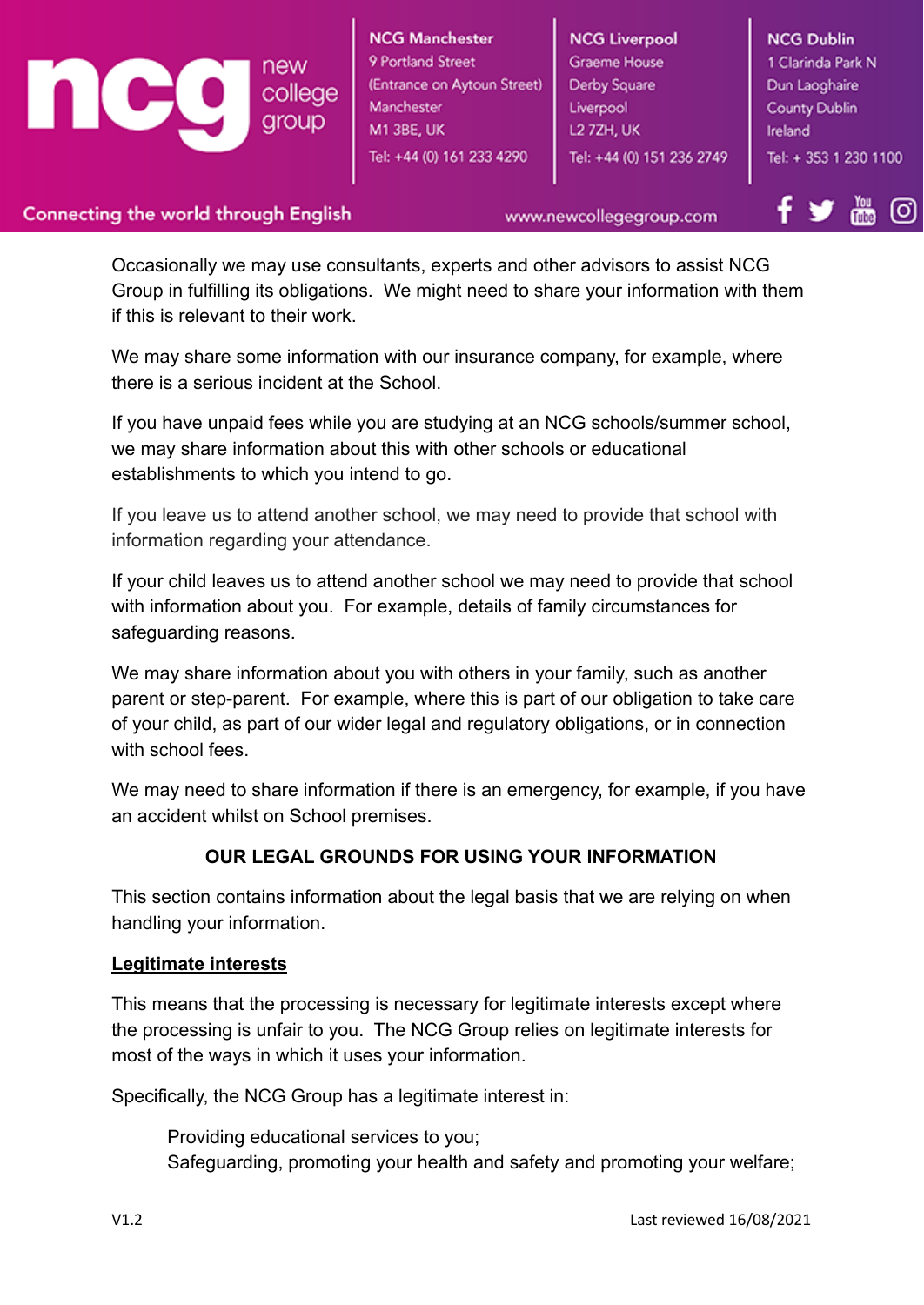Occasionally we may use consultants, experts and other advisors to assist NCG Group in fulfilling its obligations. We might need to share your information with them if this is relevant to their work.

We may share some information with our insurance company, for example, where there is a serious incident at the School.

If you have unpaid fees while you are studying at an NCG schools/summer school, we may share information about this with other schools or educational establishments to which you intend to go.

If you leave us to attend another school, we may need to provide that school with information regarding your attendance.

If your child leaves us to attend another school we may need to provide that school with information about you. For example, details of family circumstances for safeguarding reasons.

We may share information about you with others in your family, such as another parent or step-parent. For example, where this is part of our obligation to take care of your child, as part of our wider legal and regulatory obligations, or in connection with school fees.

We may need to share information if there is an emergency, for example, if you have an accident whilst on School premises.

## OUR LEGAL GROUNDS FOR USING YOUR INFORMATION

This section contains information about the legal basis that we are relying on when handling your information.

**Legitimate interests**

This means that the processing is necessary for legitimate interests except where the processing is unfair to you. The NCG Group relies on legitimate interests for most of the ways in which it uses your information.

Specifically, the NCG Group has a legitimate interest in:

Providing educational services to you;
Safeguarding, promoting your health and safety and promoting your welfare;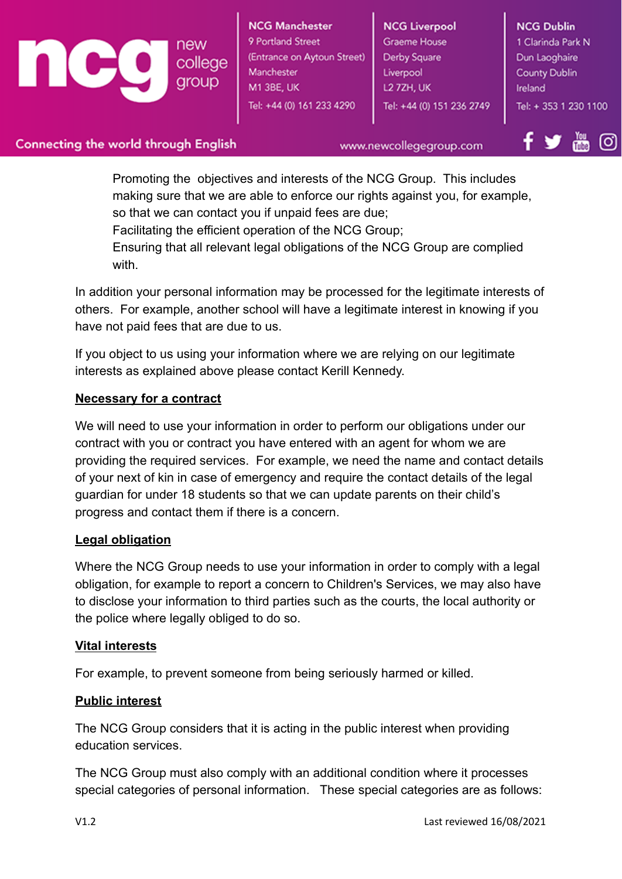Promoting the objectives and interests of the NCG Group. This includes making sure that we are able to enforce our rights against you, for example, so that we can contact you if unpaid fees are due;

Facilitating the efficient operation of the NCG Group;

Ensuring that all relevant legal obligations of the NCG Group are complied with.

In addition your personal information may be processed for the legitimate interests of others. For example, another school will have a legitimate interest in knowing if you have not paid fees that are due to us.

If you object to us using your information where we are relying on our legitimate interests as explained above please contact Kerill Kennedy.

**Necessary for a contract**

We will need to use your information in order to perform our obligations under our contract with you or contract you have entered with an agent for whom we are providing the required services. For example, we need the name and contact details of your next of kin in case of emergency and require the contact details of the legal guardian for under 18 students so that we can update parents on their child's progress and contact them if there is a concern.

**Legal obligation**

Where the NCG Group needs to use your information in order to comply with a legal obligation, for example to report a concern to Children's Services, we may also have to disclose your information to third parties such as the courts, the local authority or the police where legally obliged to do so.

**Vital interests**

For example, to prevent someone from being seriously harmed or killed.

**Public interest**

The NCG Group considers that it is acting in the public interest when providing education services.

The NCG Group must also comply with an additional condition where it processes special categories of personal information. These special categories are as follows: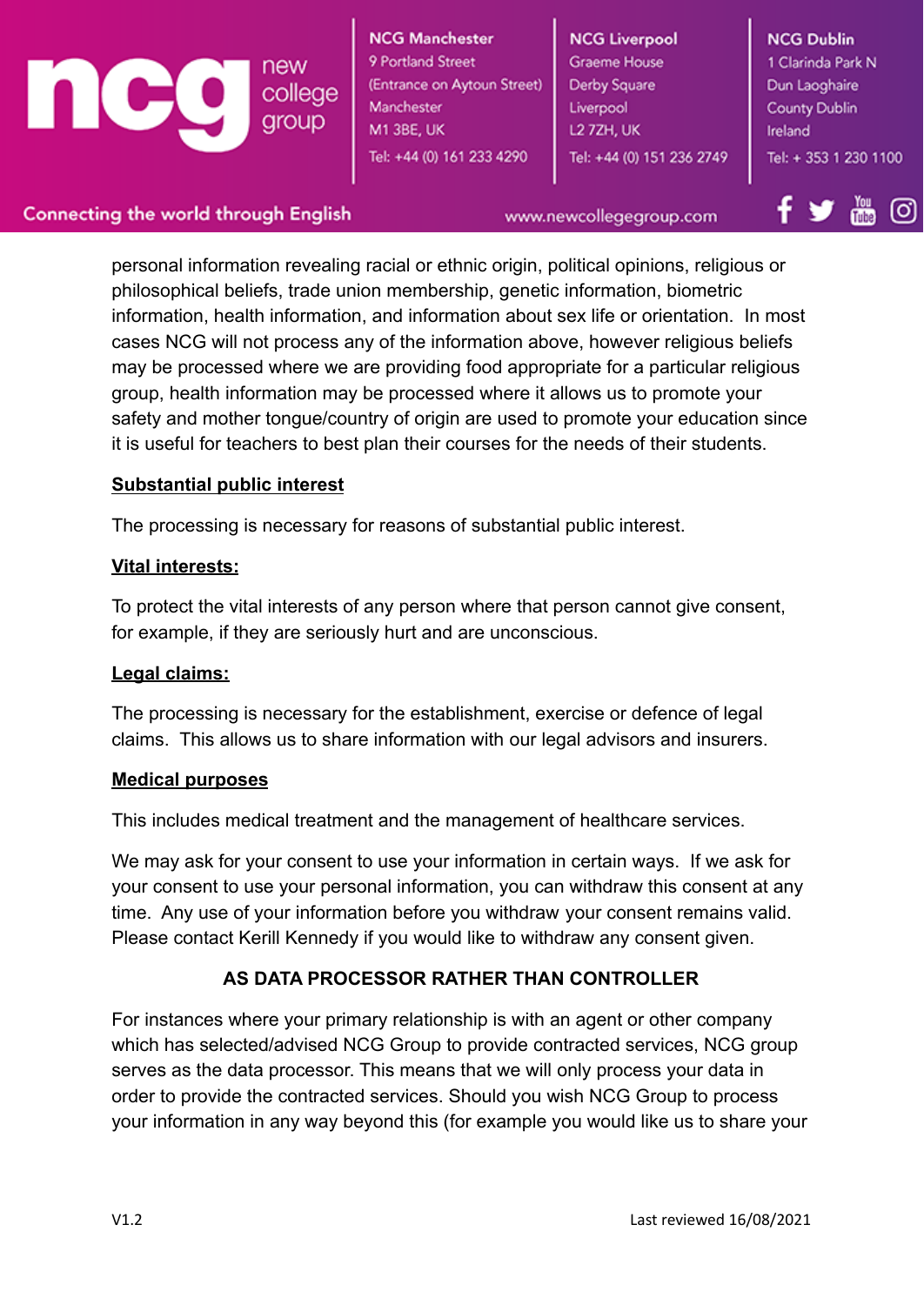personal information revealing racial or ethnic origin, political opinions, religious or philosophical beliefs, trade union membership, genetic information, biometric information, health information, and information about sex life or orientation. In most cases NCG will not process any of the information above, however religious beliefs may be processed where we are providing food appropriate for a particular religious group, health information may be processed where it allows us to promote your safety and mother tongue/country of origin are used to promote your education since it is useful for teachers to best plan their courses for the needs of their students.

**Substantial public interest**

The processing is necessary for reasons of substantial public interest.

**Vital interests:**

To protect the vital interests of any person where that person cannot give consent, for example, if they are seriously hurt and are unconscious.

**Legal claims:**

The processing is necessary for the establishment, exercise or defence of legal claims. This allows us to share information with our legal advisors and insurers.

**Medical purposes**

This includes medical treatment and the management of healthcare services.

We may ask for your consent to use your information in certain ways. If we ask for your consent to use your personal information, you can withdraw this consent at any time. Any use of your information before you withdraw your consent remains valid. Please contact Kerill Kennedy if you would like to withdraw any consent given.

**AS DATA PROCESSOR RATHER THAN CONTROLLER**

For instances where your primary relationship is with an agent or other company which has selected/advised NCG Group to provide contracted services, NCG group serves as the data processor. This means that we will only process your data in order to provide the contracted services. Should you wish NCG Group to process your information in any way beyond this (for example you would like us to share your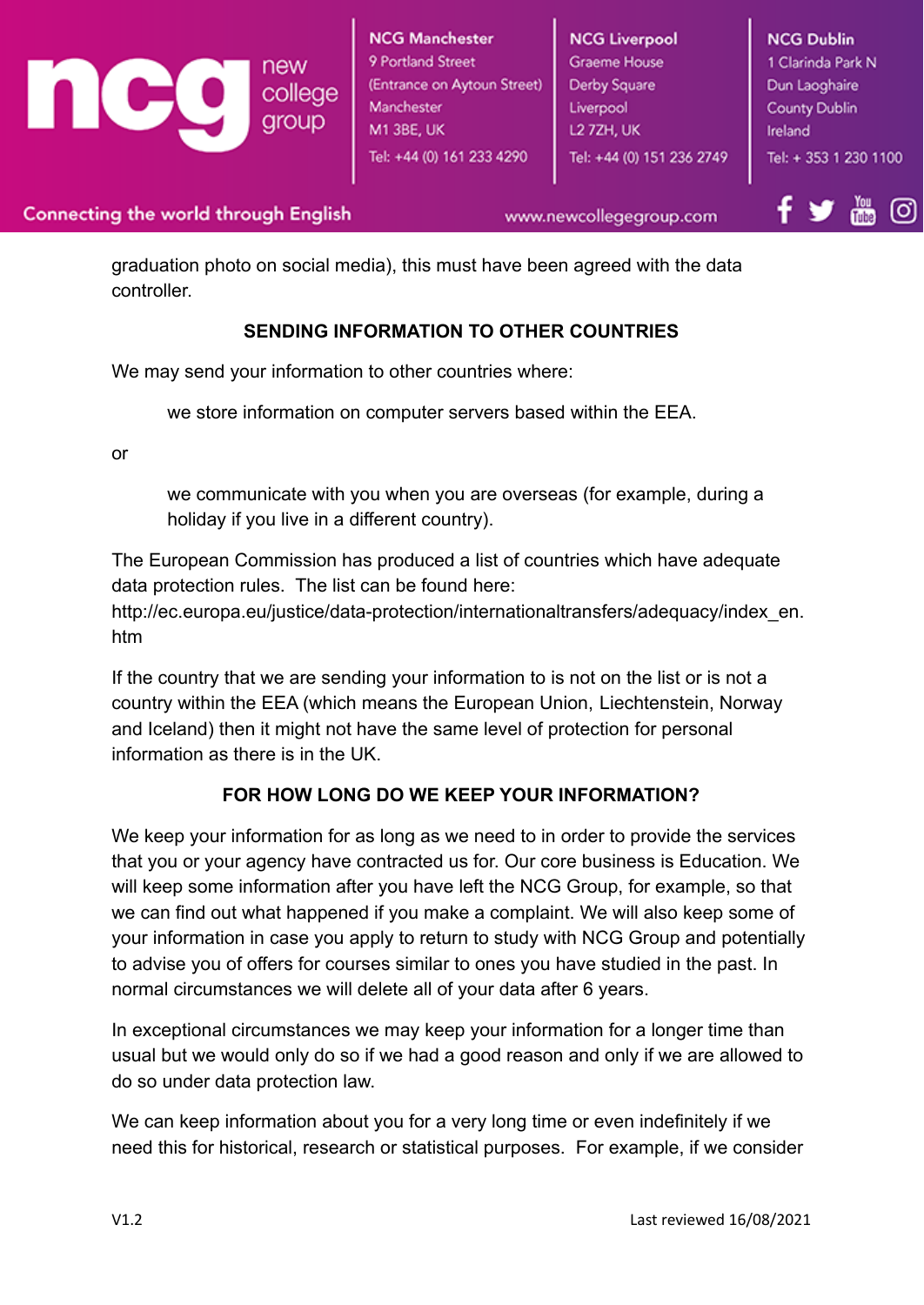graduation photo on social media), this must have been agreed with the data controller.

## SENDING INFORMATION TO OTHER COUNTRIES

We may send your information to other countries where:

> we store information on computer servers based within the EEA.

or

> we communicate with you when you are overseas (for example, during a holiday if you live in a different country).

The European Commission has produced a list of countries which have adequate data protection rules. The list can be found here: http://ec.europa.eu/justice/data-protection/internationaltransfers/adequacy/index_en.htm

If the country that we are sending your information to is not on the list or is not a country within the EEA (which means the European Union, Liechtenstein, Norway and Iceland) then it might not have the same level of protection for personal information as there is in the UK.

## FOR HOW LONG DO WE KEEP YOUR INFORMATION?

We keep your information for as long as we need to in order to provide the services that you or your agency have contracted us for. Our core business is Education. We will keep some information after you have left the NCG Group, for example, so that we can find out what happened if you make a complaint. We will also keep some of your information in case you apply to return to study with NCG Group and potentially to advise you of offers for courses similar to ones you have studied in the past. In normal circumstances we will delete all of your data after 6 years.

In exceptional circumstances we may keep your information for a longer time than usual but we would only do so if we had a good reason and only if we are allowed to do so under data protection law.

We can keep information about you for a very long time or even indefinitely if we need this for historical, research or statistical purposes. For example, if we consider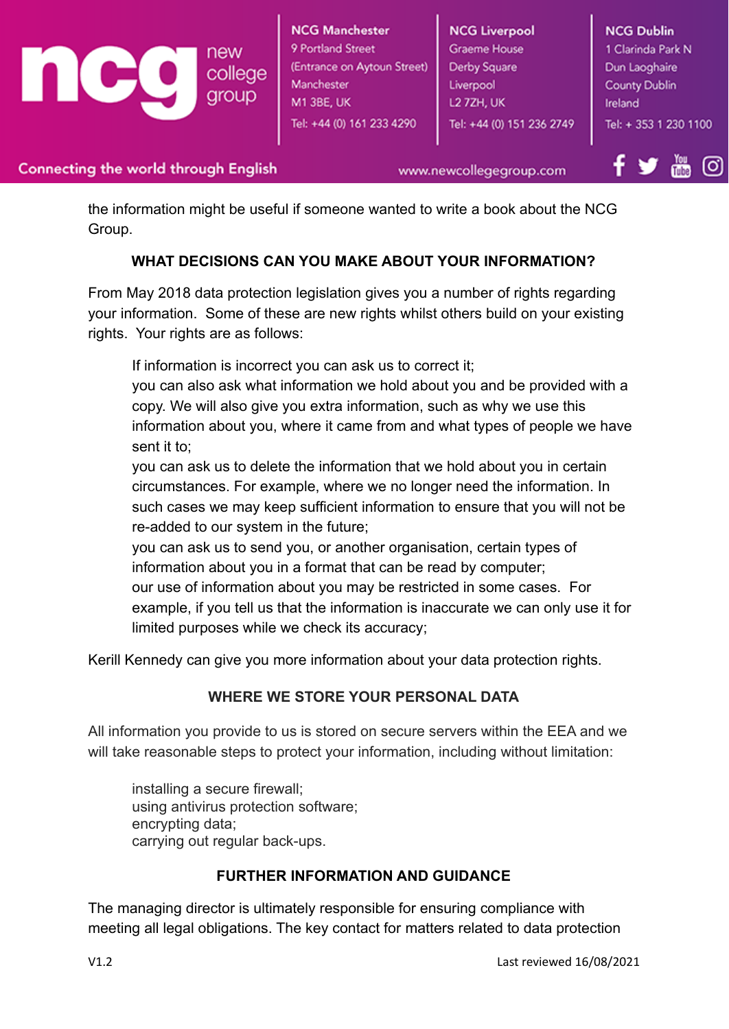the information might be useful if someone wanted to write a book about the NCG Group.

## WHAT DECISIONS CAN YOU MAKE ABOUT YOUR INFORMATION?

From May 2018 data protection legislation gives you a number of rights regarding your information. Some of these are new rights whilst others build on your existing rights. Your rights are as follows:

If information is incorrect you can ask us to correct it;
you can also ask what information we hold about you and be provided with a copy. We will also give you extra information, such as why we use this information about you, where it came from and what types of people we have sent it to;
you can ask us to delete the information that we hold about you in certain circumstances. For example, where we no longer need the information. In such cases we may keep sufficient information to ensure that you will not be re-added to our system in the future;
you can ask us to send you, or another organisation, certain types of information about you in a format that can be read by computer;
our use of information about you may be restricted in some cases. For example, if you tell us that the information is inaccurate we can only use it for limited purposes while we check its accuracy;

Kerill Kennedy can give you more information about your data protection rights.

## WHERE WE STORE YOUR PERSONAL DATA

All information you provide to us is stored on secure servers within the EEA and we will take reasonable steps to protect your information, including without limitation:

installing a secure firewall;
using antivirus protection software;
encrypting data;
carrying out regular back-ups.

## FURTHER INFORMATION AND GUIDANCE

The managing director is ultimately responsible for ensuring compliance with meeting all legal obligations. The key contact for matters related to data protection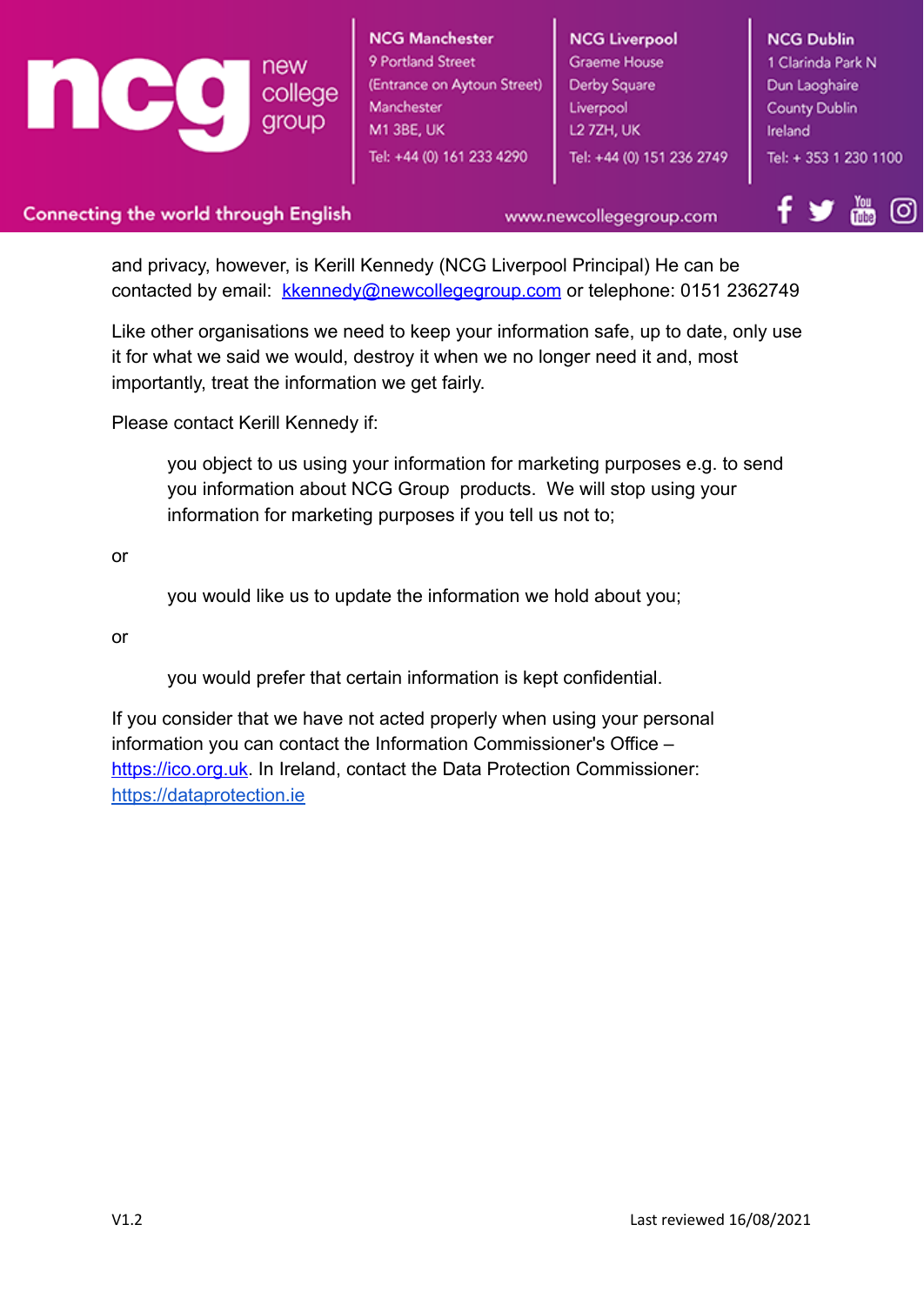and privacy, however, is Kerill Kennedy (NCG Liverpool Principal) He can be contacted by email: kkennedy@newcollegegroup.com or telephone: 0151 2362749

Like other organisations we need to keep your information safe, up to date, only use it for what we said we would, destroy it when we no longer need it and, most importantly, treat the information we get fairly.

Please contact Kerill Kennedy if:

> you object to us using your information for marketing purposes e.g. to send you information about NCG Group products. We will stop using your information for marketing purposes if you tell us not to;

or

> you would like us to update the information we hold about you;

or

> you would prefer that certain information is kept confidential.

If you consider that we have not acted properly when using your personal information you can contact the Information Commissioner's Office – https://ico.org.uk. In Ireland, contact the Data Protection Commissioner: https://dataprotection.ie

V1.2 Last reviewed 16/08/2021